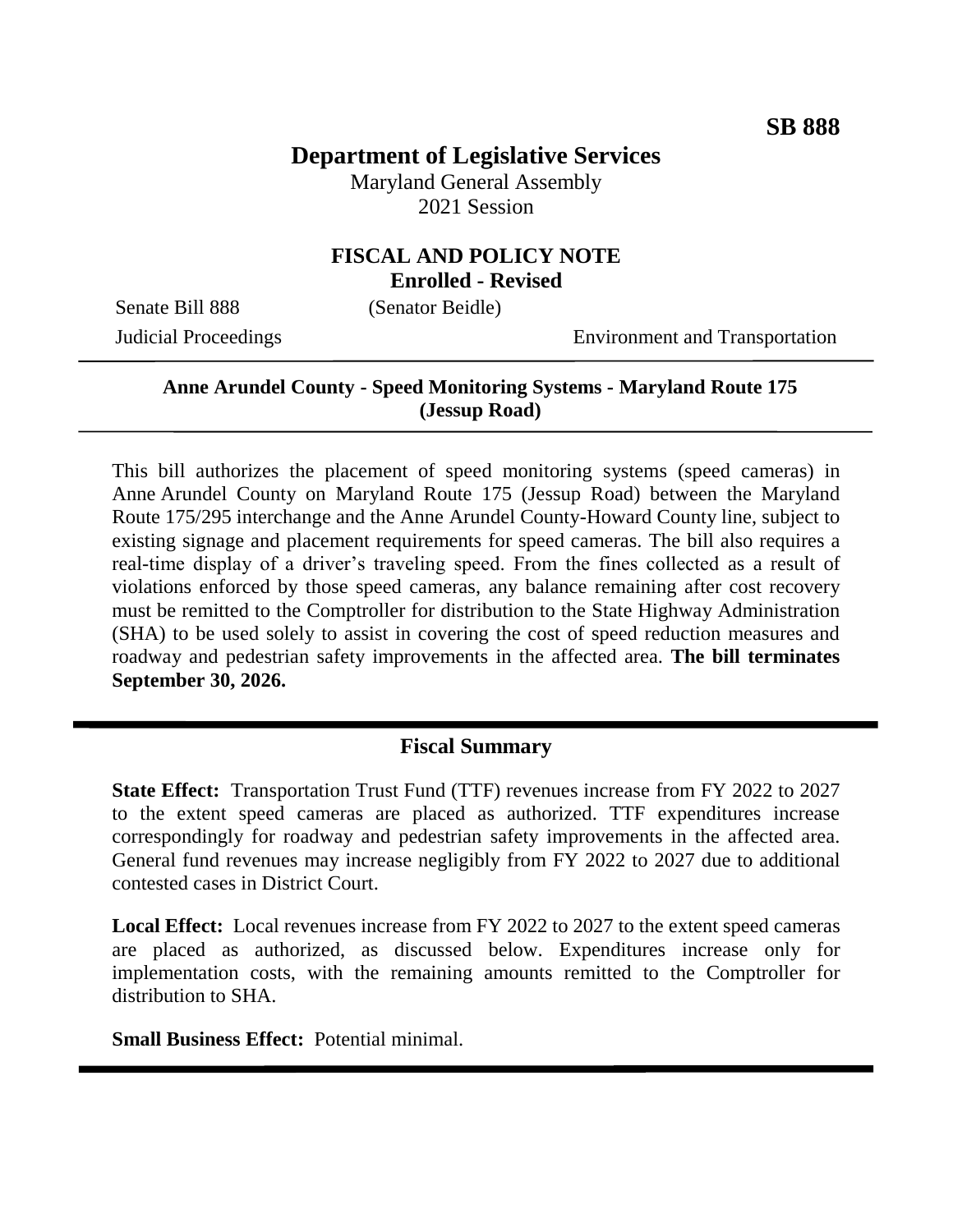**SB 888**

# Department of Legislative Services

Maryland General Assembly
2021 Session

## FISCAL AND POLICY NOTE
**Enrolled - Revised**

Senate Bill 888 (Senator Beidle)

Judicial Proceedings Environment and Transportation

---

**Anne Arundel County - Speed Monitoring Systems - Maryland Route 175 (Jessup Road)**

---

This bill authorizes the placement of speed monitoring systems (speed cameras) in Anne Arundel County on Maryland Route 175 (Jessup Road) between the Maryland Route 175/295 interchange and the Anne Arundel County-Howard County line, subject to existing signage and placement requirements for speed cameras. The bill also requires a real-time display of a driver's traveling speed. From the fines collected as a result of violations enforced by those speed cameras, any balance remaining after cost recovery must be remitted to the Comptroller for distribution to the State Highway Administration (SHA) to be used solely to assist in covering the cost of speed reduction measures and roadway and pedestrian safety improvements in the affected area. **The bill terminates September 30, 2026.**

---

## Fiscal Summary

**State Effect:** Transportation Trust Fund (TTF) revenues increase from FY 2022 to 2027 to the extent speed cameras are placed as authorized. TTF expenditures increase correspondingly for roadway and pedestrian safety improvements in the affected area. General fund revenues may increase negligibly from FY 2022 to 2027 due to additional contested cases in District Court.

**Local Effect:** Local revenues increase from FY 2022 to 2027 to the extent speed cameras are placed as authorized, as discussed below. Expenditures increase only for implementation costs, with the remaining amounts remitted to the Comptroller for distribution to SHA.

**Small Business Effect:** Potential minimal.

---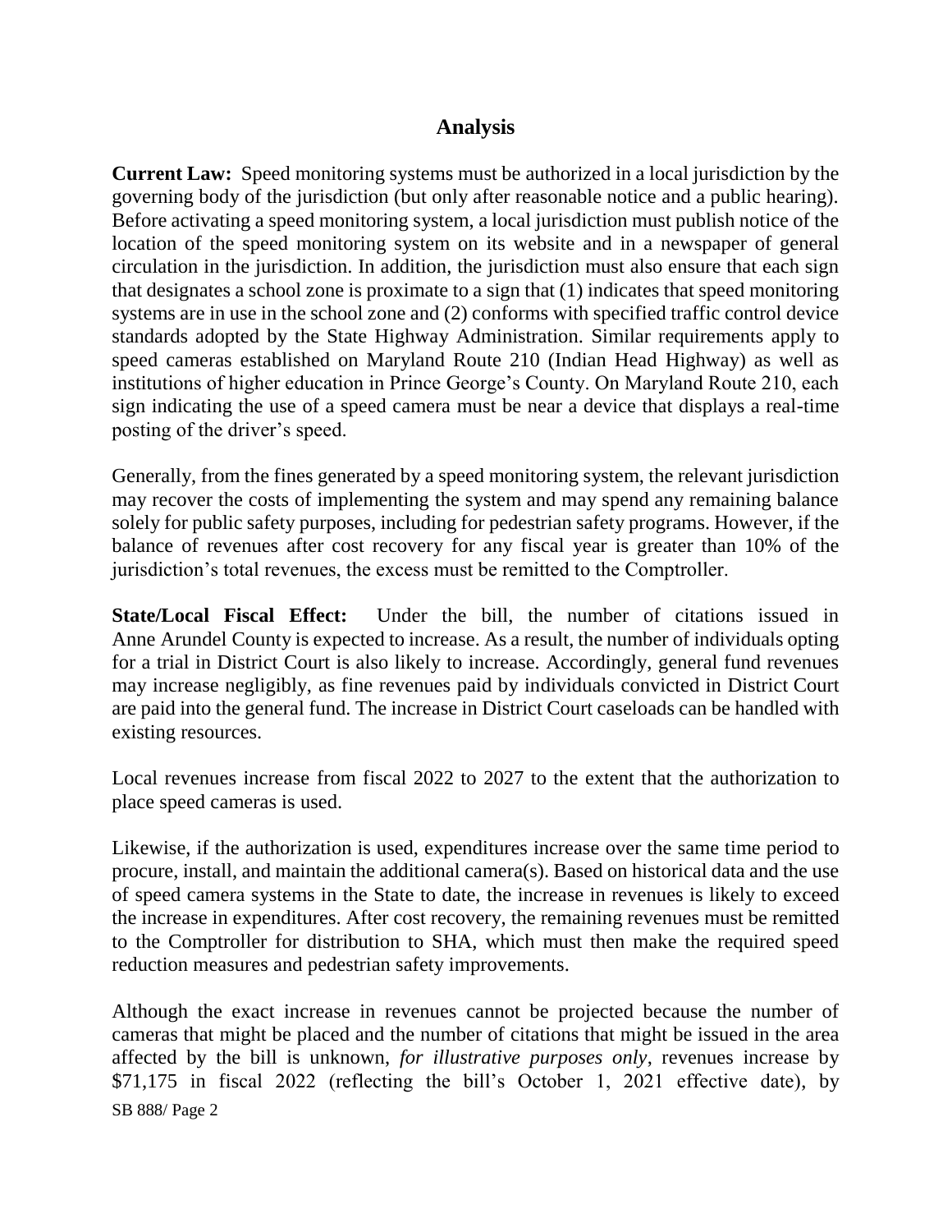## Analysis

**Current Law:** Speed monitoring systems must be authorized in a local jurisdiction by the governing body of the jurisdiction (but only after reasonable notice and a public hearing). Before activating a speed monitoring system, a local jurisdiction must publish notice of the location of the speed monitoring system on its website and in a newspaper of general circulation in the jurisdiction. In addition, the jurisdiction must also ensure that each sign that designates a school zone is proximate to a sign that (1) indicates that speed monitoring systems are in use in the school zone and (2) conforms with specified traffic control device standards adopted by the State Highway Administration. Similar requirements apply to speed cameras established on Maryland Route 210 (Indian Head Highway) as well as institutions of higher education in Prince George's County. On Maryland Route 210, each sign indicating the use of a speed camera must be near a device that displays a real-time posting of the driver's speed.

Generally, from the fines generated by a speed monitoring system, the relevant jurisdiction may recover the costs of implementing the system and may spend any remaining balance solely for public safety purposes, including for pedestrian safety programs. However, if the balance of revenues after cost recovery for any fiscal year is greater than 10% of the jurisdiction's total revenues, the excess must be remitted to the Comptroller.

**State/Local Fiscal Effect:** Under the bill, the number of citations issued in Anne Arundel County is expected to increase. As a result, the number of individuals opting for a trial in District Court is also likely to increase. Accordingly, general fund revenues may increase negligibly, as fine revenues paid by individuals convicted in District Court are paid into the general fund. The increase in District Court caseloads can be handled with existing resources.

Local revenues increase from fiscal 2022 to 2027 to the extent that the authorization to place speed cameras is used.

Likewise, if the authorization is used, expenditures increase over the same time period to procure, install, and maintain the additional camera(s). Based on historical data and the use of speed camera systems in the State to date, the increase in revenues is likely to exceed the increase in expenditures. After cost recovery, the remaining revenues must be remitted to the Comptroller for distribution to SHA, which must then make the required speed reduction measures and pedestrian safety improvements.

Although the exact increase in revenues cannot be projected because the number of cameras that might be placed and the number of citations that might be issued in the area affected by the bill is unknown, *for illustrative purposes only*, revenues increase by $71,175 in fiscal 2022 (reflecting the bill's October 1, 2021 effective date), by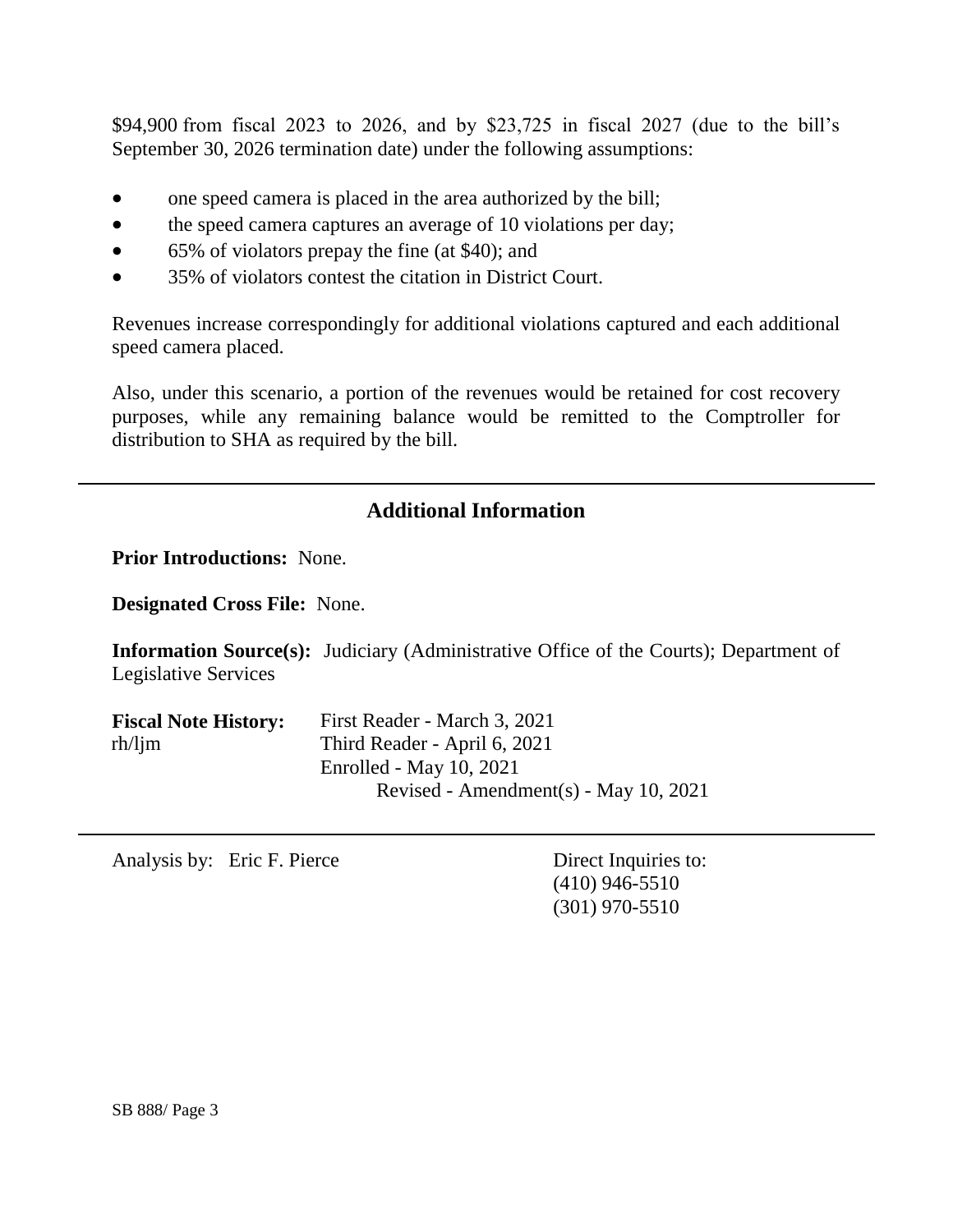$94,900 from fiscal 2023 to 2026, and by $23,725 in fiscal 2027 (due to the bill's September 30, 2026 termination date) under the following assumptions:

- one speed camera is placed in the area authorized by the bill;
- the speed camera captures an average of 10 violations per day;
- 65% of violators prepay the fine (at $40); and
- 35% of violators contest the citation in District Court.

Revenues increase correspondingly for additional violations captured and each additional speed camera placed.

Also, under this scenario, a portion of the revenues would be retained for cost recovery purposes, while any remaining balance would be remitted to the Comptroller for distribution to SHA as required by the bill.

## Additional Information

**Prior Introductions:** None.

**Designated Cross File:** None.

**Information Source(s):** Judiciary (Administrative Office of the Courts); Department of Legislative Services

**Fiscal Note History:** First Reader - March 3, 2021
rh/ljm Third Reader - April 6, 2021
Enrolled - May 10, 2021
Revised - Amendment(s) - May 10, 2021

Analysis by: Eric F. Pierce

Direct Inquiries to:
(410) 946-5510
(301) 970-5510